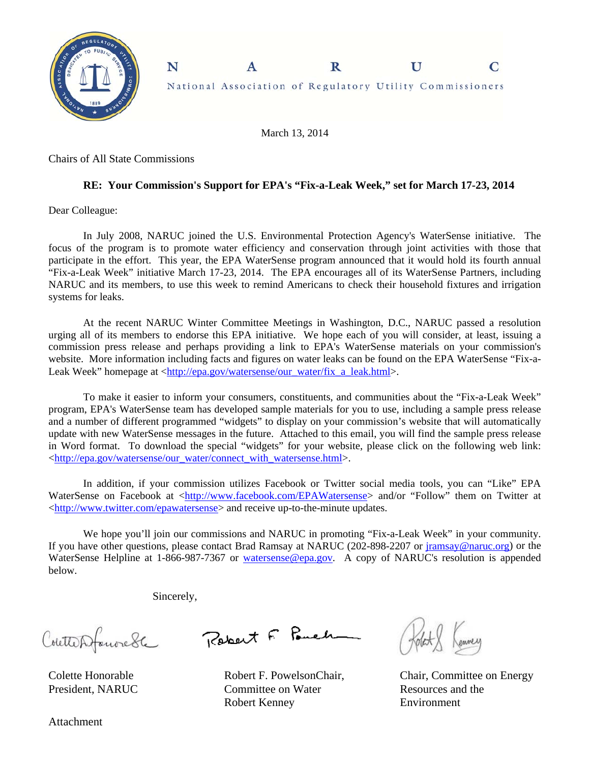**N A R U C**

National Association of Regulatory Utility Commissioners

March 13, 2014

Chairs of All State Commissions

**RE: Your Commission's Support for EPA's "Fix-a-Leak Week," set for March 17-23, 2014**

Dear Colleague:

In July 2008, NARUC joined the U.S. Environmental Protection Agency's WaterSense initiative. The focus of the program is to promote water efficiency and conservation through joint activities with those that participate in the effort. This year, the EPA WaterSense program announced that it would hold its fourth annual "Fix-a-Leak Week" initiative March 17-23, 2014. The EPA encourages all of its WaterSense Partners, including NARUC and its members, to use this week to remind Americans to check their household fixtures and irrigation systems for leaks.

At the recent NARUC Winter Committee Meetings in Washington, D.C., NARUC passed a resolution urging all of its members to endorse this EPA initiative. We hope each of you will consider, at least, issuing a commission press release and perhaps providing a link to EPA's WaterSense materials on your commission's website. More information including facts and figures on water leaks can be found on the EPA WaterSense "Fix-a-Leak Week" homepage at <http://epa.gov/watersense/our_water/fix_a_leak.html>.

To make it easier to inform your consumers, constituents, and communities about the "Fix-a-Leak Week" program, EPA's WaterSense team has developed sample materials for you to use, including a sample press release and a number of different programmed "widgets" to display on your commission's website that will automatically update with new WaterSense messages in the future. Attached to this email, you will find the sample press release in Word format. To download the special "widgets" for your website, please click on the following web link: <http://epa.gov/watersense/our_water/connect_with_watersense.html>.

In addition, if your commission utilizes Facebook or Twitter social media tools, you can "Like" EPA WaterSense on Facebook at <http://www.facebook.com/EPAWatersense> and/or "Follow" them on Twitter at <http://www.twitter.com/epawatersense> and receive up-to-the-minute updates.

We hope you'll join our commissions and NARUC in promoting "Fix-a-Leak Week" in your community. If you have other questions, please contact Brad Ramsay at NARUC (202-898-2207 or jramsay@naruc.org) or the WaterSense Helpline at 1-866-987-7367 or watersense@epa.gov. A copy of NARUC's resolution is appended below.

Sincerely,

Colette Honorable
President, NARUC

Robert F. Powelson
Chair, Committee on Water

Robert Kenney
Chair, Committee on Energy Resources and the Environment

Attachment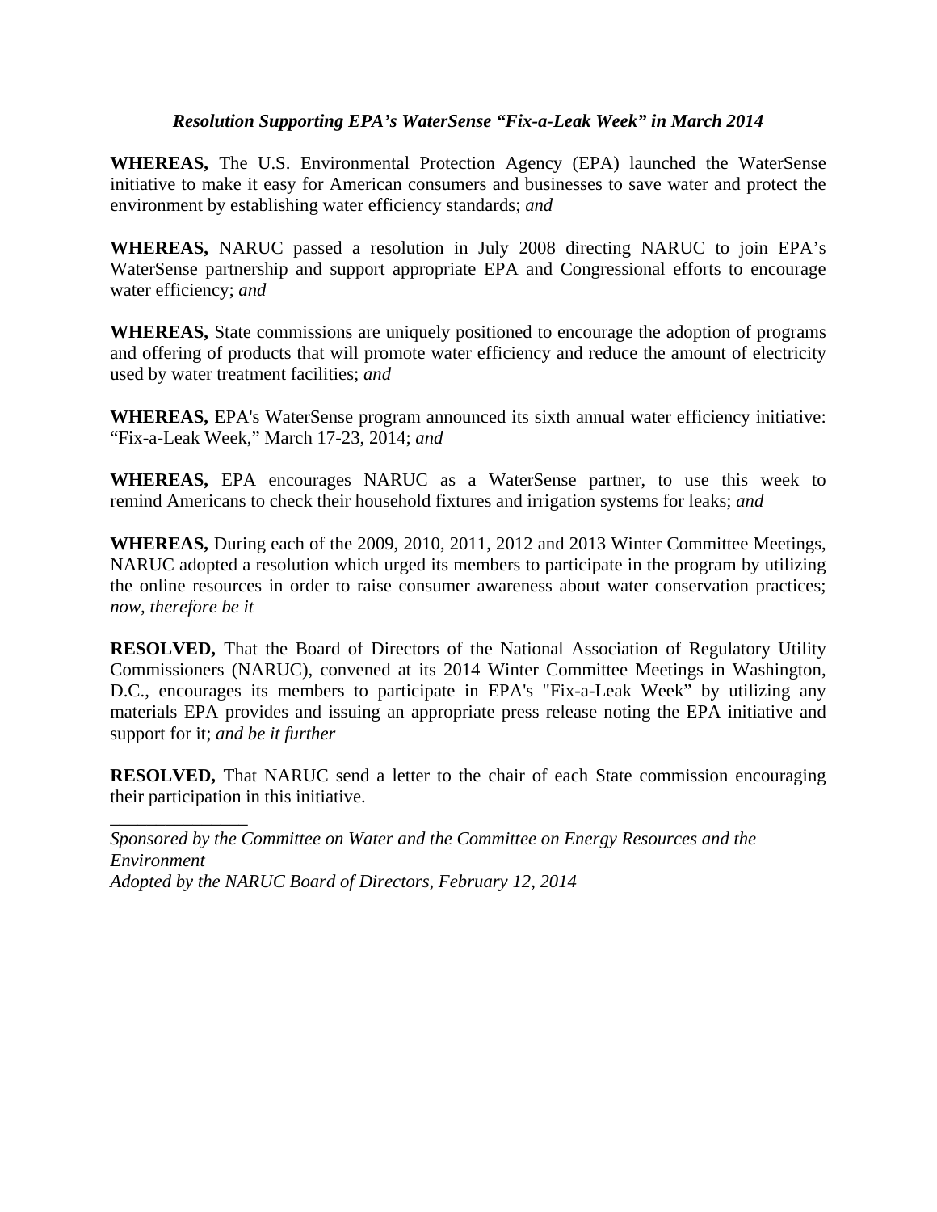***Resolution Supporting EPA's WaterSense "Fix-a-Leak Week" in March 2014***

**WHEREAS,** The U.S. Environmental Protection Agency (EPA) launched the WaterSense initiative to make it easy for American consumers and businesses to save water and protect the environment by establishing water efficiency standards; *and*

**WHEREAS,** NARUC passed a resolution in July 2008 directing NARUC to join EPA's WaterSense partnership and support appropriate EPA and Congressional efforts to encourage water efficiency; *and*

**WHEREAS,** State commissions are uniquely positioned to encourage the adoption of programs and offering of products that will promote water efficiency and reduce the amount of electricity used by water treatment facilities; *and*

**WHEREAS,** EPA's WaterSense program announced its sixth annual water efficiency initiative: "Fix-a-Leak Week," March 17-23, 2014; *and*

**WHEREAS,** EPA encourages NARUC as a WaterSense partner, to use this week to remind Americans to check their household fixtures and irrigation systems for leaks; *and*

**WHEREAS,** During each of the 2009, 2010, 2011, 2012 and 2013 Winter Committee Meetings, NARUC adopted a resolution which urged its members to participate in the program by utilizing the online resources in order to raise consumer awareness about water conservation practices; *now, therefore be it*

**RESOLVED,** That the Board of Directors of the National Association of Regulatory Utility Commissioners (NARUC), convened at its 2014 Winter Committee Meetings in Washington, D.C., encourages its members to participate in EPA's "Fix-a-Leak Week" by utilizing any materials EPA provides and issuing an appropriate press release noting the EPA initiative and support for it; *and be it further*

**RESOLVED,** That NARUC send a letter to the chair of each State commission encouraging their participation in this initiative.

_______________

*Sponsored by the Committee on Water and the Committee on Energy Resources and the Environment*
*Adopted by the NARUC Board of Directors, February 12, 2014*